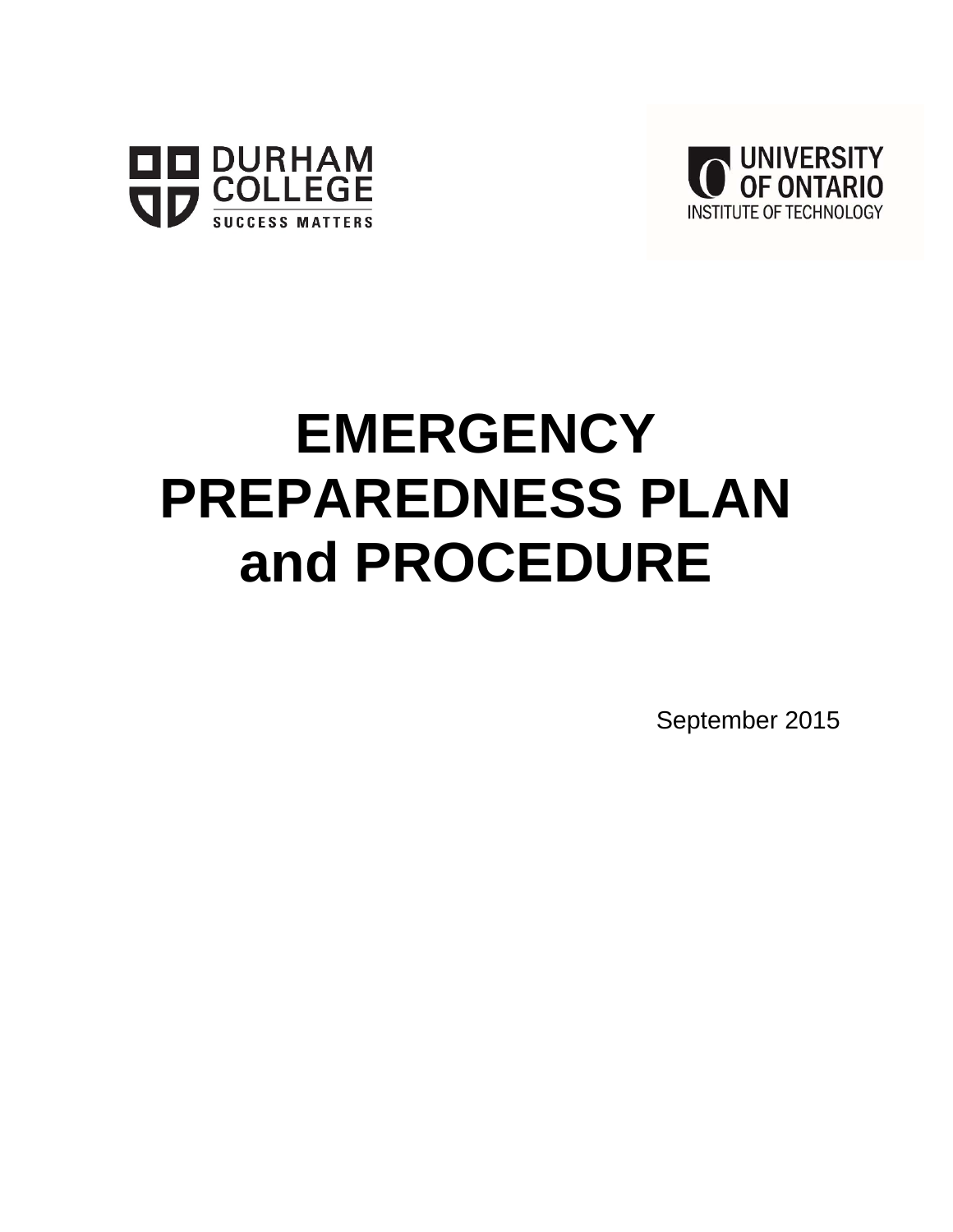DURHAM COLLEGE
SUCCESS MATTERS

UNIVERSITY OF ONTARIO INSTITUTE OF TECHNOLOGY

# EMERGENCY PREPAREDNESS PLAN and PROCEDURE

September 2015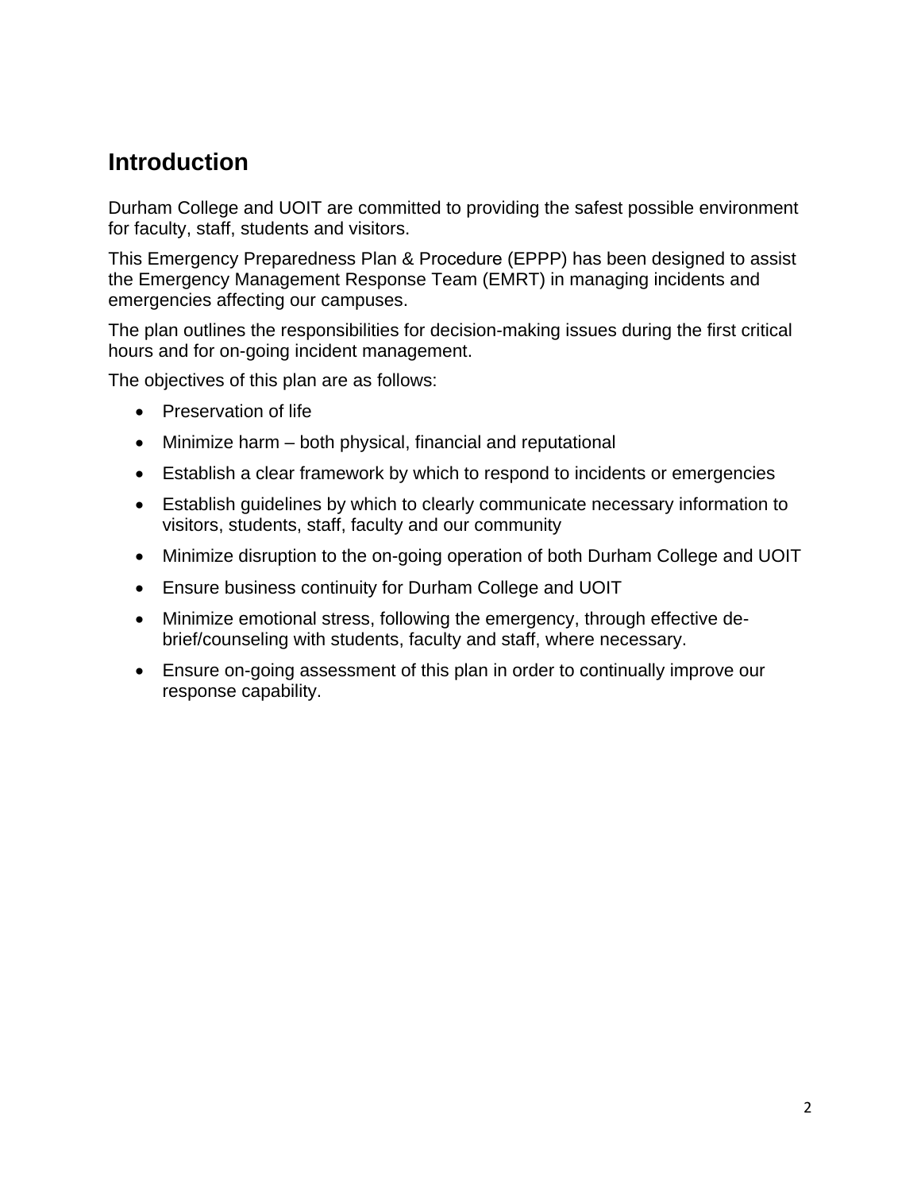## Introduction

Durham College and UOIT are committed to providing the safest possible environment for faculty, staff, students and visitors.

This Emergency Preparedness Plan & Procedure (EPPP) has been designed to assist the Emergency Management Response Team (EMRT) in managing incidents and emergencies affecting our campuses.

The plan outlines the responsibilities for decision-making issues during the first critical hours and for on-going incident management.

The objectives of this plan are as follows:

- Preservation of life
- Minimize harm – both physical, financial and reputational
- Establish a clear framework by which to respond to incidents or emergencies
- Establish guidelines by which to clearly communicate necessary information to visitors, students, staff, faculty and our community
- Minimize disruption to the on-going operation of both Durham College and UOIT
- Ensure business continuity for Durham College and UOIT
- Minimize emotional stress, following the emergency, through effective de-brief/counseling with students, faculty and staff, where necessary.
- Ensure on-going assessment of this plan in order to continually improve our response capability.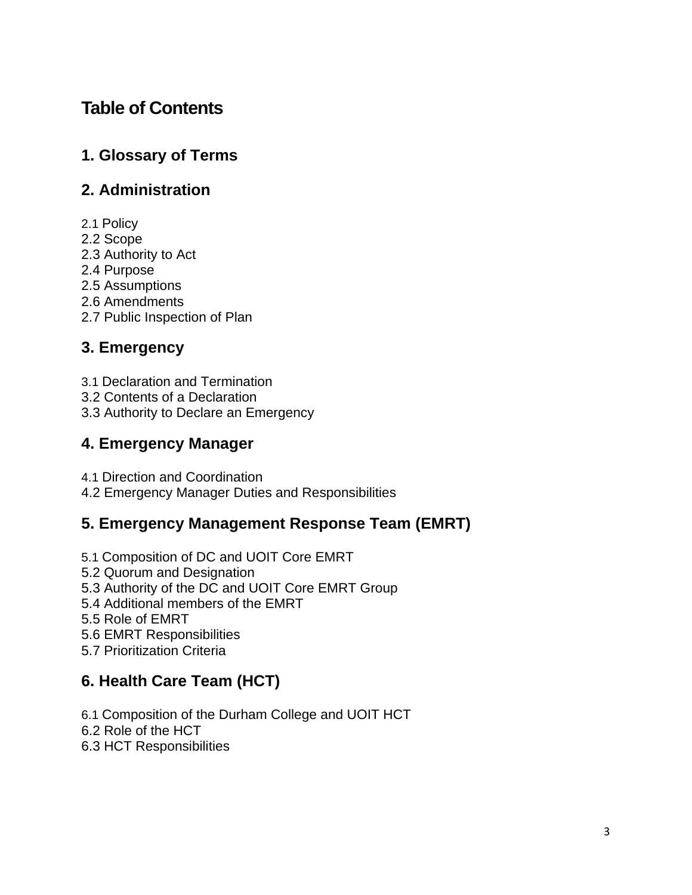# Table of Contents

## 1. Glossary of Terms

## 2. Administration

2.1 Policy
2.2 Scope
2.3 Authority to Act
2.4 Purpose
2.5 Assumptions
2.6 Amendments
2.7 Public Inspection of Plan

## 3. Emergency

3.1 Declaration and Termination
3.2 Contents of a Declaration
3.3 Authority to Declare an Emergency

## 4. Emergency Manager

4.1 Direction and Coordination
4.2 Emergency Manager Duties and Responsibilities

## 5. Emergency Management Response Team (EMRT)

5.1 Composition of DC and UOIT Core EMRT
5.2 Quorum and Designation
5.3 Authority of the DC and UOIT Core EMRT Group
5.4 Additional members of the EMRT
5.5 Role of EMRT
5.6 EMRT Responsibilities
5.7 Prioritization Criteria

## 6. Health Care Team (HCT)

6.1 Composition of the Durham College and UOIT HCT
6.2 Role of the HCT
6.3 HCT Responsibilities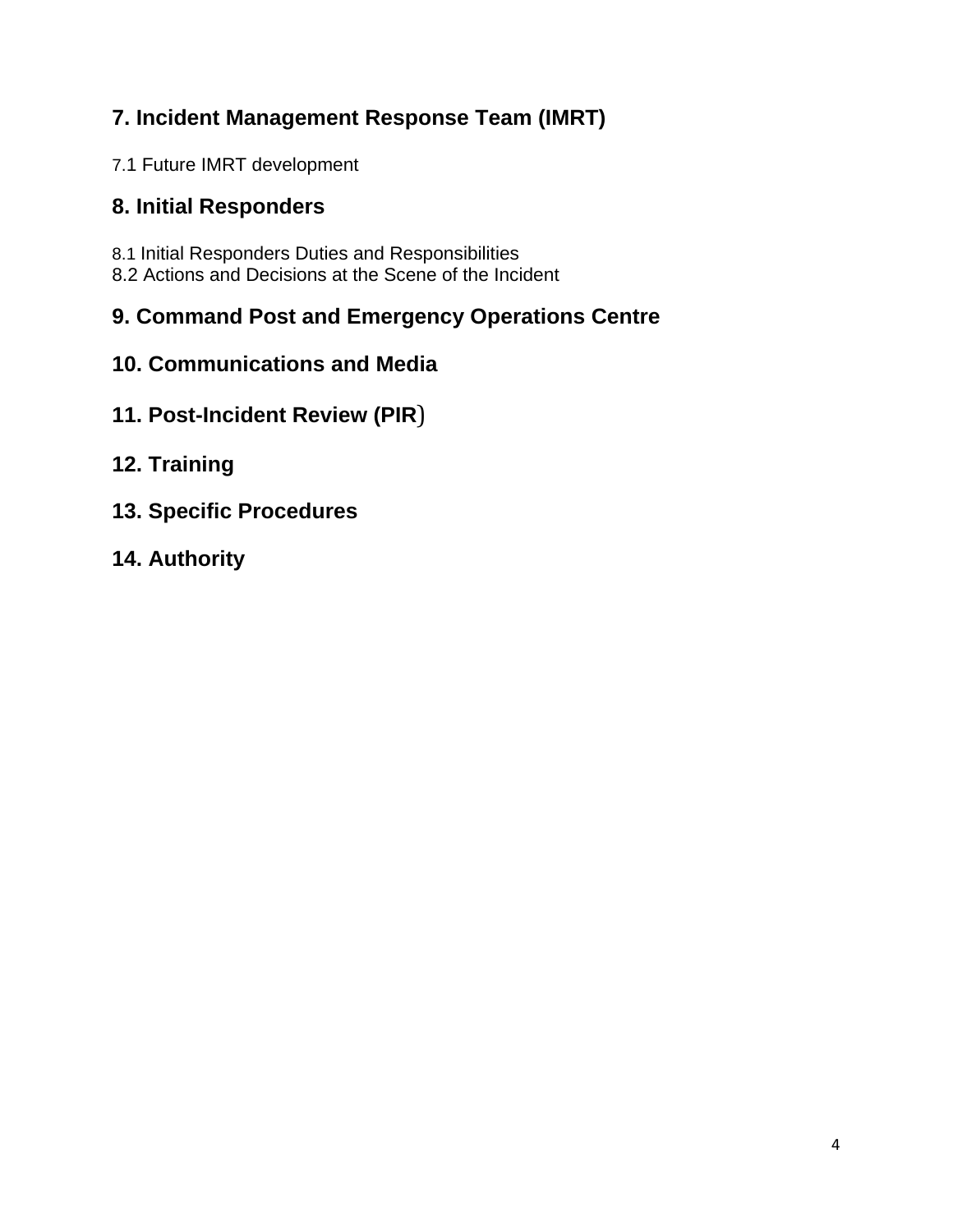## 7. Incident Management Response Team (IMRT)

7.1 Future IMRT development

## 8. Initial Responders

8.1 Initial Responders Duties and Responsibilities
8.2 Actions and Decisions at the Scene of the Incident

## 9. Command Post and Emergency Operations Centre

## 10. Communications and Media

## 11. Post-Incident Review (PIR)

## 12. Training

## 13. Specific Procedures

## 14. Authority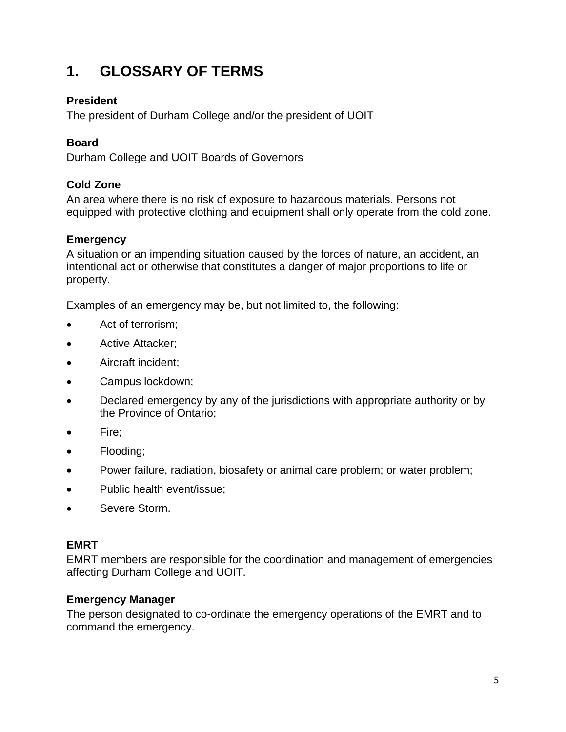# 1. GLOSSARY OF TERMS

**President**
The president of Durham College and/or the president of UOIT

**Board**
Durham College and UOIT Boards of Governors

**Cold Zone**
An area where there is no risk of exposure to hazardous materials. Persons not equipped with protective clothing and equipment shall only operate from the cold zone.

**Emergency**
A situation or an impending situation caused by the forces of nature, an accident, an intentional act or otherwise that constitutes a danger of major proportions to life or property.

Examples of an emergency may be, but not limited to, the following:

- Act of terrorism;
- Active Attacker;
- Aircraft incident;
- Campus lockdown;
- Declared emergency by any of the jurisdictions with appropriate authority or by the Province of Ontario;
- Fire;
- Flooding;
- Power failure, radiation, biosafety or animal care problem; or water problem;
- Public health event/issue;
- Severe Storm.

**EMRT**
EMRT members are responsible for the coordination and management of emergencies affecting Durham College and UOIT.

**Emergency Manager**
The person designated to co-ordinate the emergency operations of the EMRT and to command the emergency.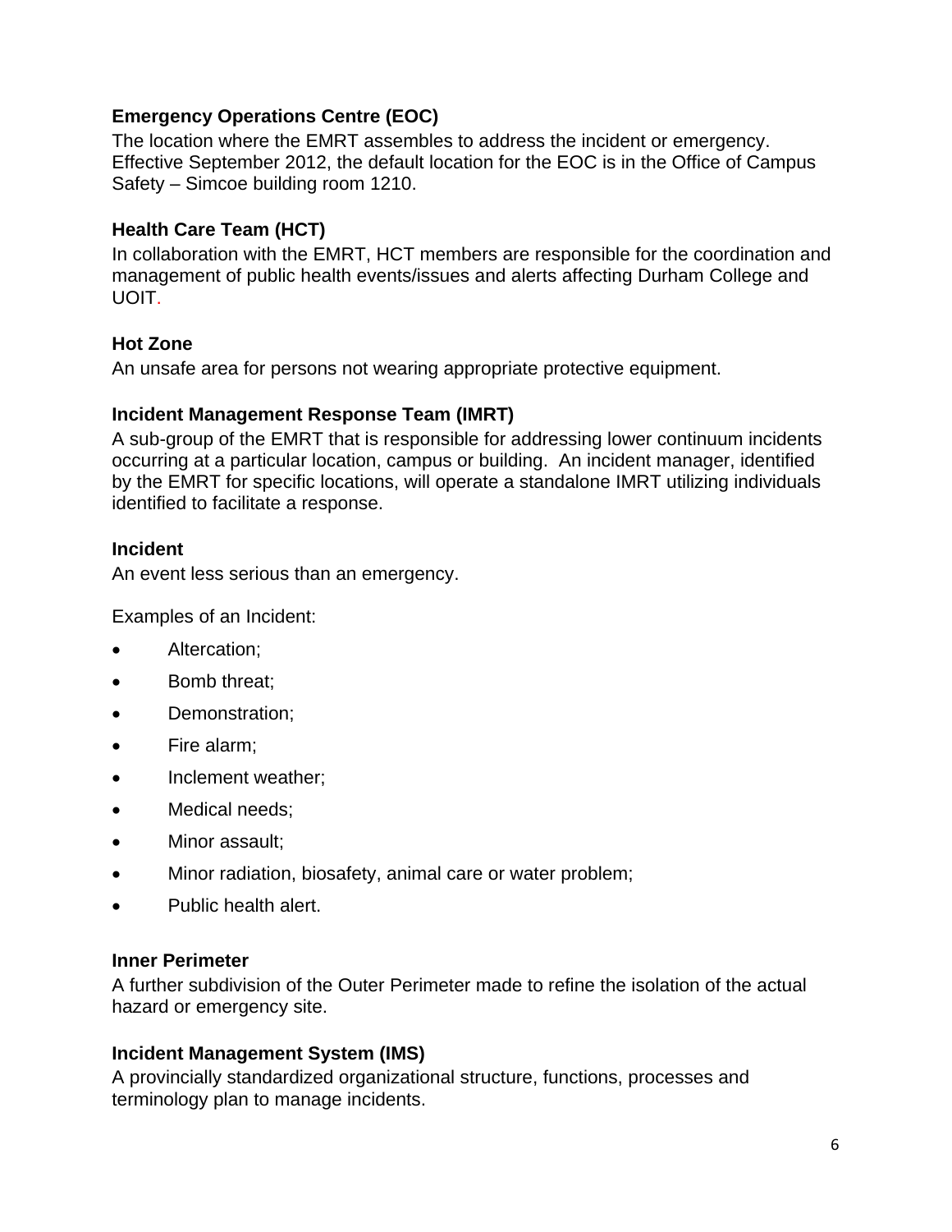**Emergency Operations Centre (EOC)**
The location where the EMRT assembles to address the incident or emergency. Effective September 2012, the default location for the EOC is in the Office of Campus Safety – Simcoe building room 1210.

**Health Care Team (HCT)**
In collaboration with the EMRT, HCT members are responsible for the coordination and management of public health events/issues and alerts affecting Durham College and UOIT.

**Hot Zone**
An unsafe area for persons not wearing appropriate protective equipment.

**Incident Management Response Team (IMRT)**
A sub-group of the EMRT that is responsible for addressing lower continuum incidents occurring at a particular location, campus or building. An incident manager, identified by the EMRT for specific locations, will operate a standalone IMRT utilizing individuals identified to facilitate a response.

**Incident**
An event less serious than an emergency.

Examples of an Incident:

- Altercation;
- Bomb threat;
- Demonstration;
- Fire alarm;
- Inclement weather;
- Medical needs;
- Minor assault;
- Minor radiation, biosafety, animal care or water problem;
- Public health alert.

**Inner Perimeter**
A further subdivision of the Outer Perimeter made to refine the isolation of the actual hazard or emergency site.

**Incident Management System (IMS)**
A provincially standardized organizational structure, functions, processes and terminology plan to manage incidents.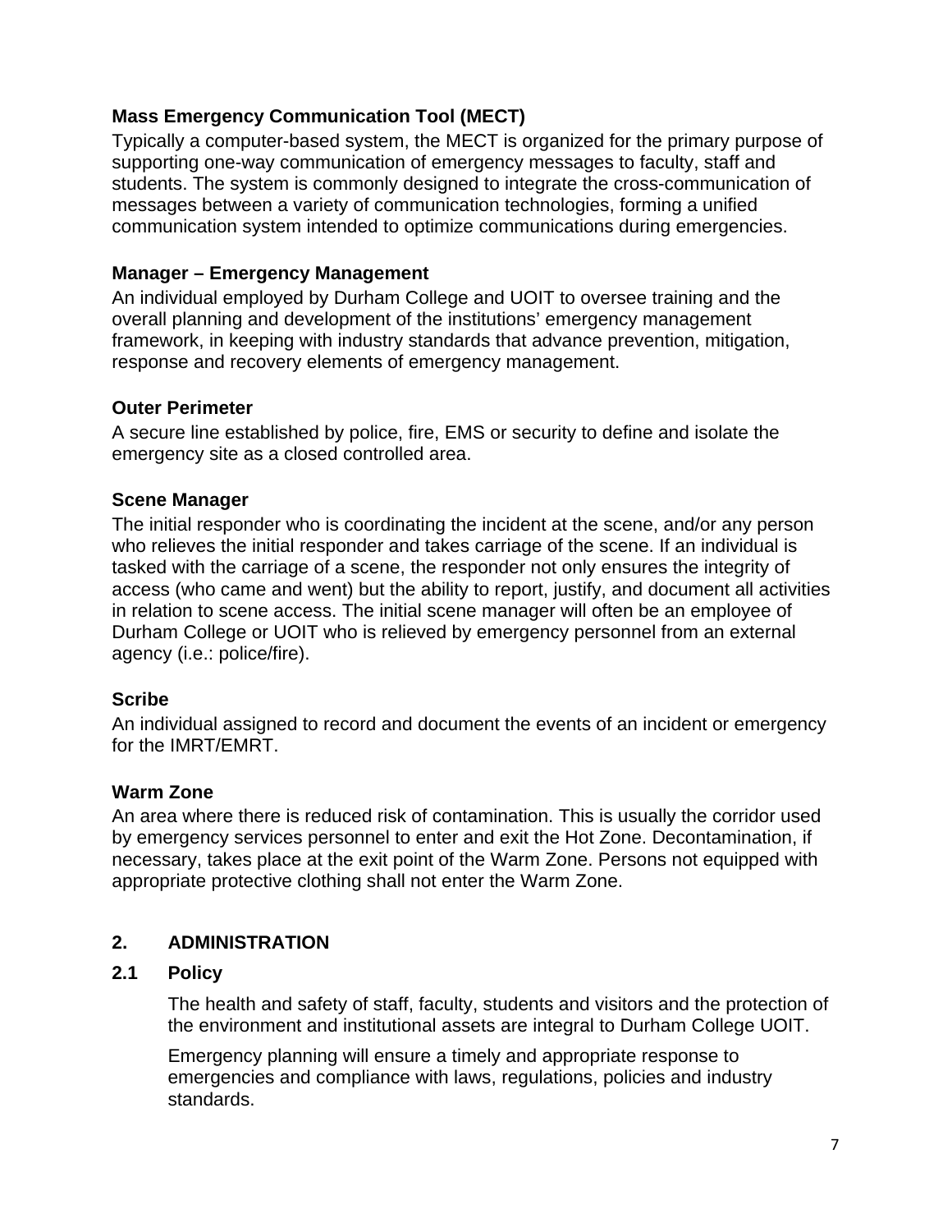**Mass Emergency Communication Tool (MECT)**

Typically a computer-based system, the MECT is organized for the primary purpose of supporting one-way communication of emergency messages to faculty, staff and students. The system is commonly designed to integrate the cross-communication of messages between a variety of communication technologies, forming a unified communication system intended to optimize communications during emergencies.

**Manager – Emergency Management**

An individual employed by Durham College and UOIT to oversee training and the overall planning and development of the institutions' emergency management framework, in keeping with industry standards that advance prevention, mitigation, response and recovery elements of emergency management.

**Outer Perimeter**

A secure line established by police, fire, EMS or security to define and isolate the emergency site as a closed controlled area.

**Scene Manager**

The initial responder who is coordinating the incident at the scene, and/or any person who relieves the initial responder and takes carriage of the scene. If an individual is tasked with the carriage of a scene, the responder not only ensures the integrity of access (who came and went) but the ability to report, justify, and document all activities in relation to scene access. The initial scene manager will often be an employee of Durham College or UOIT who is relieved by emergency personnel from an external agency (i.e.: police/fire).

**Scribe**

An individual assigned to record and document the events of an incident or emergency for the IMRT/EMRT.

**Warm Zone**

An area where there is reduced risk of contamination. This is usually the corridor used by emergency services personnel to enter and exit the Hot Zone. Decontamination, if necessary, takes place at the exit point of the Warm Zone. Persons not equipped with appropriate protective clothing shall not enter the Warm Zone.

## 2. ADMINISTRATION

### 2.1 Policy

The health and safety of staff, faculty, students and visitors and the protection of the environment and institutional assets are integral to Durham College UOIT.

Emergency planning will ensure a timely and appropriate response to emergencies and compliance with laws, regulations, policies and industry standards.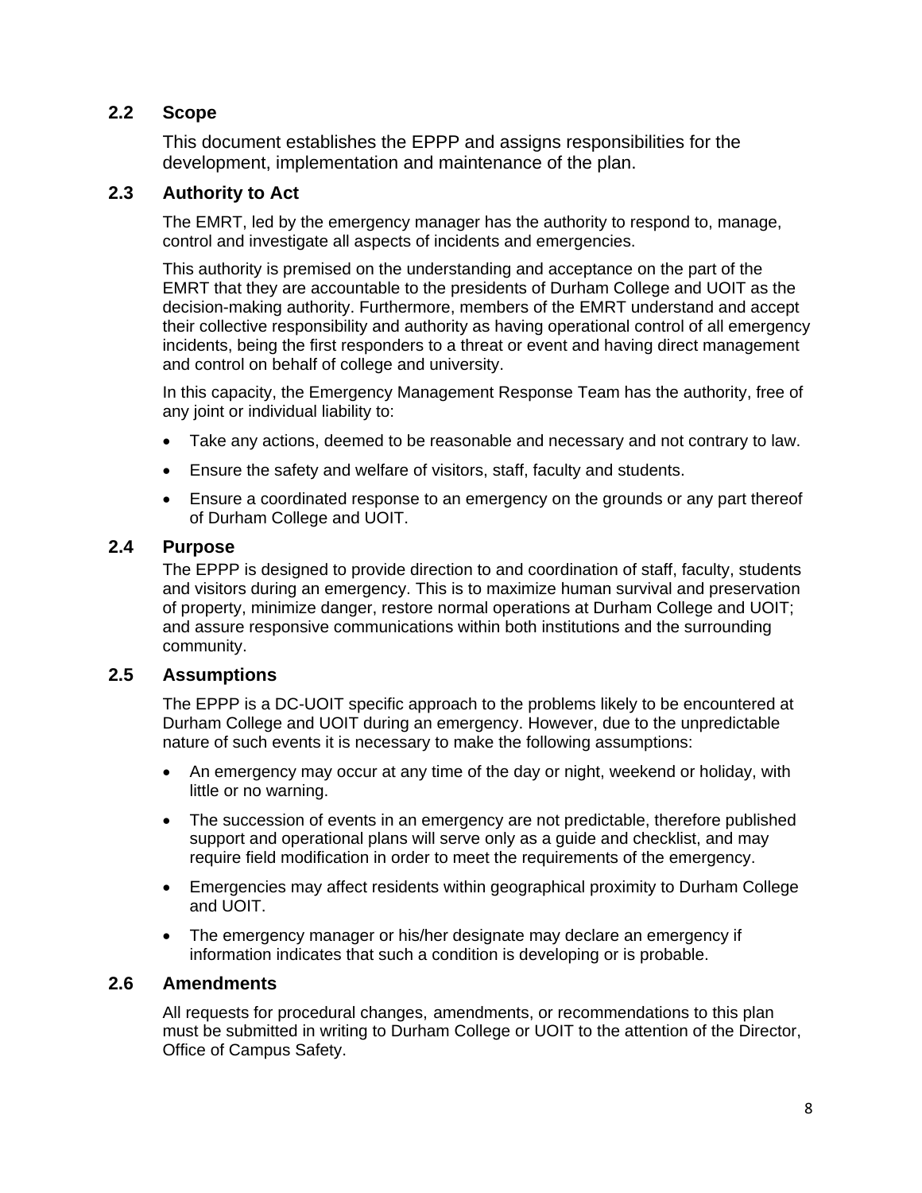## 2.2 Scope

This document establishes the EPPP and assigns responsibilities for the development, implementation and maintenance of the plan.

## 2.3 Authority to Act

The EMRT, led by the emergency manager has the authority to respond to, manage, control and investigate all aspects of incidents and emergencies.

This authority is premised on the understanding and acceptance on the part of the EMRT that they are accountable to the presidents of Durham College and UOIT as the decision-making authority. Furthermore, members of the EMRT understand and accept their collective responsibility and authority as having operational control of all emergency incidents, being the first responders to a threat or event and having direct management and control on behalf of college and university.

In this capacity, the Emergency Management Response Team has the authority, free of any joint or individual liability to:

- Take any actions, deemed to be reasonable and necessary and not contrary to law.
- Ensure the safety and welfare of visitors, staff, faculty and students.
- Ensure a coordinated response to an emergency on the grounds or any part thereof of Durham College and UOIT.

## 2.4 Purpose

The EPPP is designed to provide direction to and coordination of staff, faculty, students and visitors during an emergency. This is to maximize human survival and preservation of property, minimize danger, restore normal operations at Durham College and UOIT; and assure responsive communications within both institutions and the surrounding community.

## 2.5 Assumptions

The EPPP is a DC-UOIT specific approach to the problems likely to be encountered at Durham College and UOIT during an emergency. However, due to the unpredictable nature of such events it is necessary to make the following assumptions:

- An emergency may occur at any time of the day or night, weekend or holiday, with little or no warning.
- The succession of events in an emergency are not predictable, therefore published support and operational plans will serve only as a guide and checklist, and may require field modification in order to meet the requirements of the emergency.
- Emergencies may affect residents within geographical proximity to Durham College and UOIT.
- The emergency manager or his/her designate may declare an emergency if information indicates that such a condition is developing or is probable.

## 2.6 Amendments

All requests for procedural changes, amendments, or recommendations to this plan must be submitted in writing to Durham College or UOIT to the attention of the Director, Office of Campus Safety.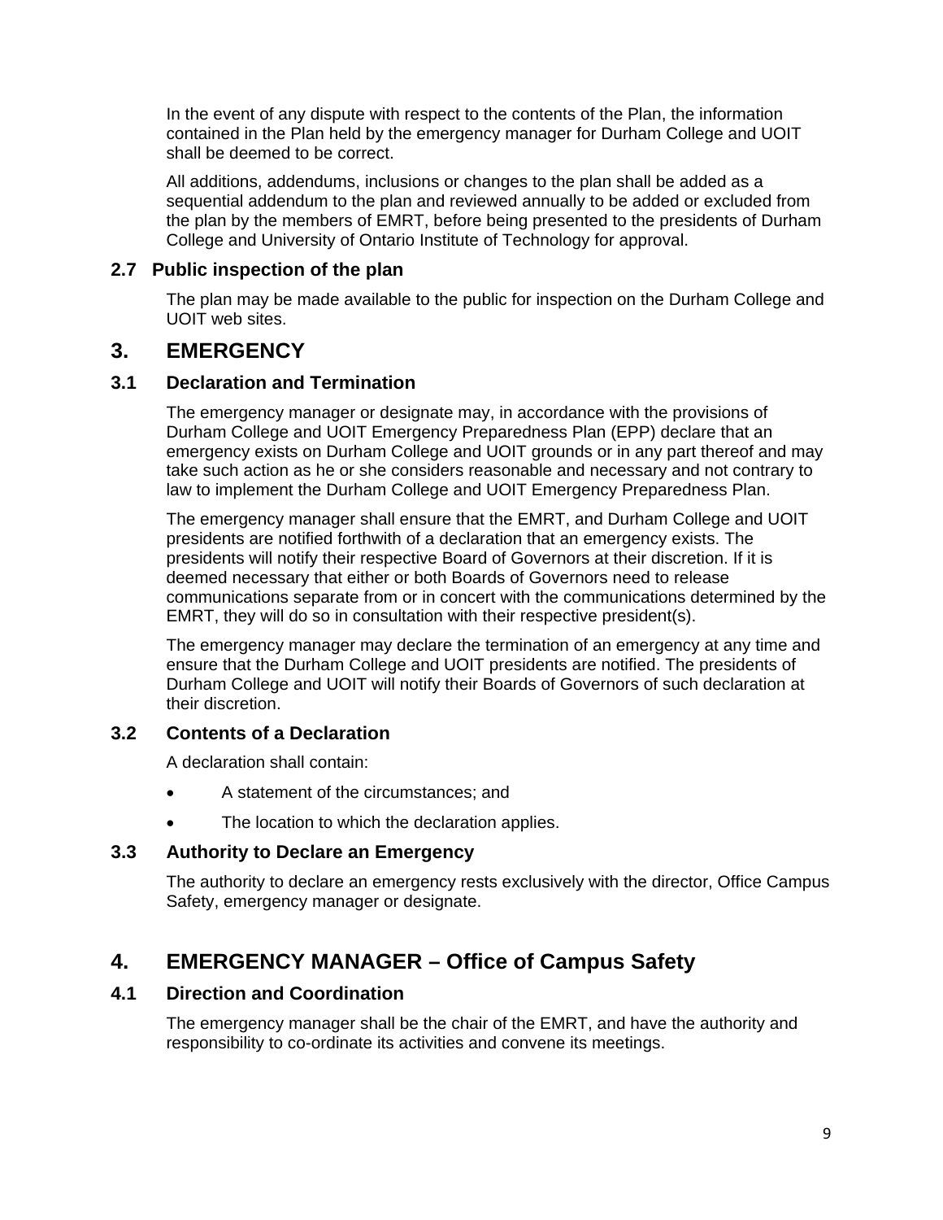In the event of any dispute with respect to the contents of the Plan, the information contained in the Plan held by the emergency manager for Durham College and UOIT shall be deemed to be correct.

All additions, addendums, inclusions or changes to the plan shall be added as a sequential addendum to the plan and reviewed annually to be added or excluded from the plan by the members of EMRT, before being presented to the presidents of Durham College and University of Ontario Institute of Technology for approval.

### 2.7 Public inspection of the plan

The plan may be made available to the public for inspection on the Durham College and UOIT web sites.

## 3. EMERGENCY

### 3.1 Declaration and Termination

The emergency manager or designate may, in accordance with the provisions of Durham College and UOIT Emergency Preparedness Plan (EPP) declare that an emergency exists on Durham College and UOIT grounds or in any part thereof and may take such action as he or she considers reasonable and necessary and not contrary to law to implement the Durham College and UOIT Emergency Preparedness Plan.

The emergency manager shall ensure that the EMRT, and Durham College and UOIT presidents are notified forthwith of a declaration that an emergency exists. The presidents will notify their respective Board of Governors at their discretion. If it is deemed necessary that either or both Boards of Governors need to release communications separate from or in concert with the communications determined by the EMRT, they will do so in consultation with their respective president(s).

The emergency manager may declare the termination of an emergency at any time and ensure that the Durham College and UOIT presidents are notified. The presidents of Durham College and UOIT will notify their Boards of Governors of such declaration at their discretion.

### 3.2 Contents of a Declaration

A declaration shall contain:

- A statement of the circumstances; and
- The location to which the declaration applies.

### 3.3 Authority to Declare an Emergency

The authority to declare an emergency rests exclusively with the director, Office Campus Safety, emergency manager or designate.

## 4. EMERGENCY MANAGER – Office of Campus Safety

### 4.1 Direction and Coordination

The emergency manager shall be the chair of the EMRT, and have the authority and responsibility to co-ordinate its activities and convene its meetings.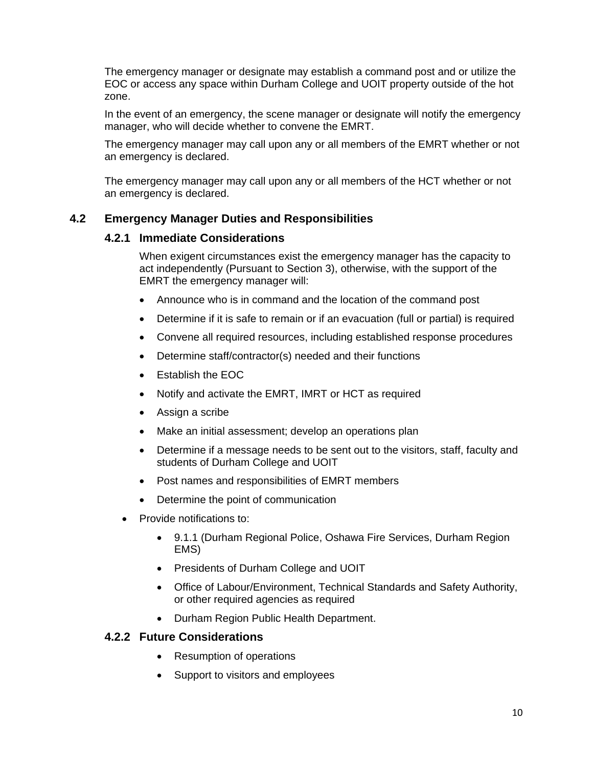The emergency manager or designate may establish a command post and or utilize the EOC or access any space within Durham College and UOIT property outside of the hot zone.

In the event of an emergency, the scene manager or designate will notify the emergency manager, who will decide whether to convene the EMRT.

The emergency manager may call upon any or all members of the EMRT whether or not an emergency is declared.

The emergency manager may call upon any or all members of the HCT whether or not an emergency is declared.

## 4.2 Emergency Manager Duties and Responsibilities

### 4.2.1 Immediate Considerations

When exigent circumstances exist the emergency manager has the capacity to act independently (Pursuant to Section 3), otherwise, with the support of the EMRT the emergency manager will:

- Announce who is in command and the location of the command post
- Determine if it is safe to remain or if an evacuation (full or partial) is required
- Convene all required resources, including established response procedures
- Determine staff/contractor(s) needed and their functions
- Establish the EOC
- Notify and activate the EMRT, IMRT or HCT as required
- Assign a scribe
- Make an initial assessment; develop an operations plan
- Determine if a message needs to be sent out to the visitors, staff, faculty and students of Durham College and UOIT
- Post names and responsibilities of EMRT members
- Determine the point of communication
- Provide notifications to:
  - 9.1.1 (Durham Regional Police, Oshawa Fire Services, Durham Region EMS)
  - Presidents of Durham College and UOIT
  - Office of Labour/Environment, Technical Standards and Safety Authority, or other required agencies as required
  - Durham Region Public Health Department.

### 4.2.2 Future Considerations

- Resumption of operations
- Support to visitors and employees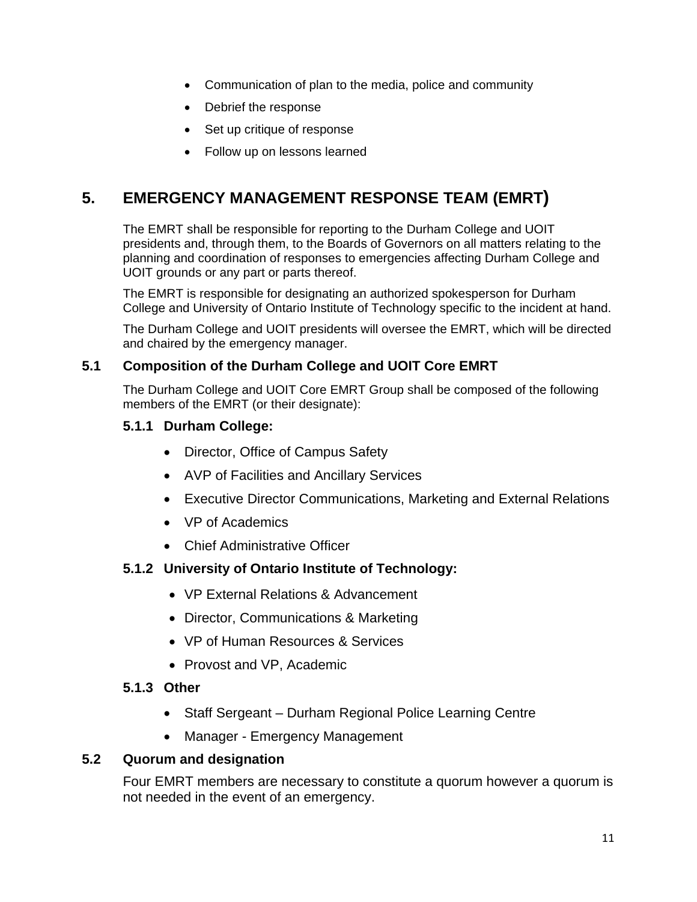- Communication of plan to the media, police and community
- Debrief the response
- Set up critique of response
- Follow up on lessons learned

# 5. EMERGENCY MANAGEMENT RESPONSE TEAM (EMRT)

The EMRT shall be responsible for reporting to the Durham College and UOIT presidents and, through them, to the Boards of Governors on all matters relating to the planning and coordination of responses to emergencies affecting Durham College and UOIT grounds or any part or parts thereof.

The EMRT is responsible for designating an authorized spokesperson for Durham College and University of Ontario Institute of Technology specific to the incident at hand.

The Durham College and UOIT presidents will oversee the EMRT, which will be directed and chaired by the emergency manager.

## 5.1 Composition of the Durham College and UOIT Core EMRT

The Durham College and UOIT Core EMRT Group shall be composed of the following members of the EMRT (or their designate):

### 5.1.1 Durham College:

- Director, Office of Campus Safety
- AVP of Facilities and Ancillary Services
- Executive Director Communications, Marketing and External Relations
- VP of Academics
- Chief Administrative Officer

### 5.1.2 University of Ontario Institute of Technology:

- VP External Relations & Advancement
- Director, Communications & Marketing
- VP of Human Resources & Services
- Provost and VP, Academic

### 5.1.3 Other

- Staff Sergeant – Durham Regional Police Learning Centre
- Manager - Emergency Management

## 5.2 Quorum and designation

Four EMRT members are necessary to constitute a quorum however a quorum is not needed in the event of an emergency.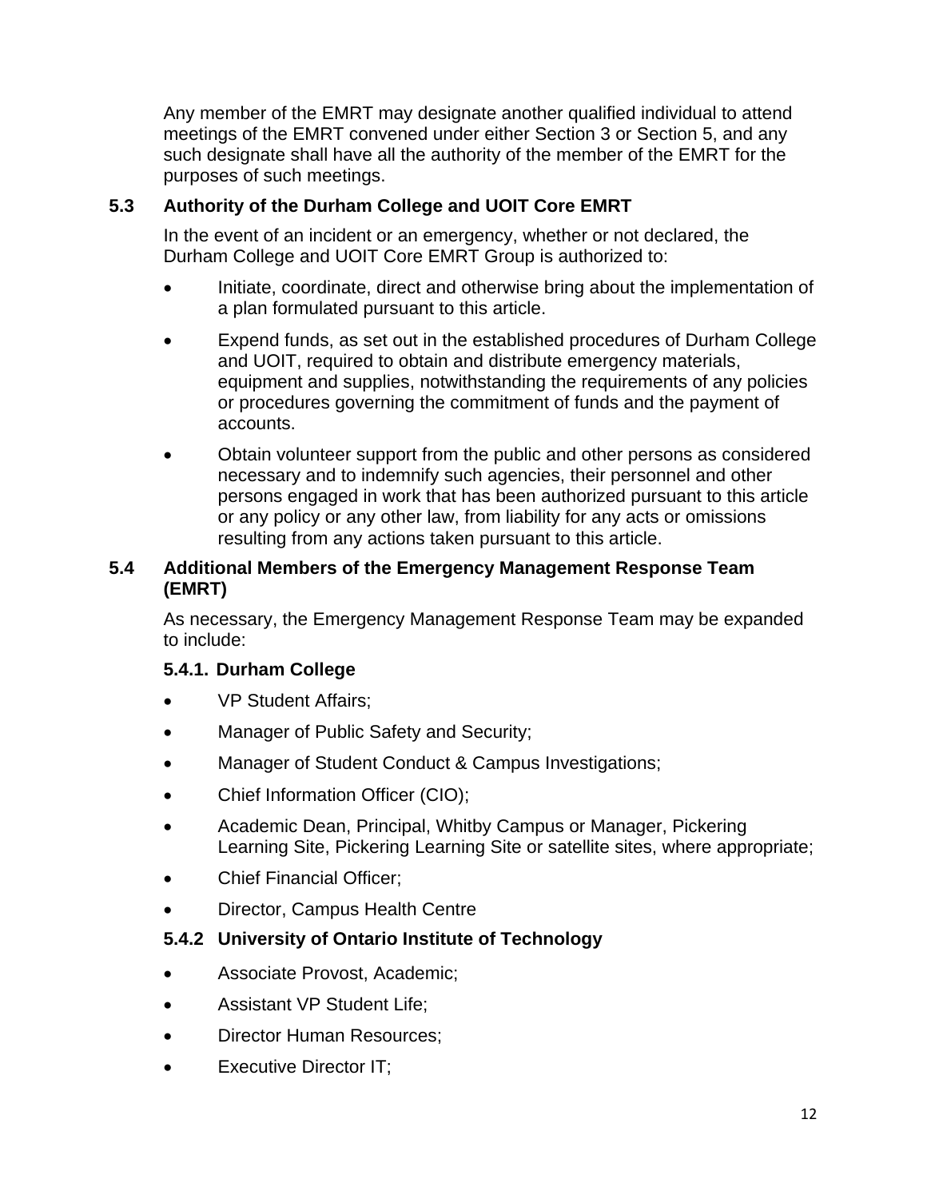Any member of the EMRT may designate another qualified individual to attend meetings of the EMRT convened under either Section 3 or Section 5, and any such designate shall have all the authority of the member of the EMRT for the purposes of such meetings.

### 5.3 Authority of the Durham College and UOIT Core EMRT

In the event of an incident or an emergency, whether or not declared, the Durham College and UOIT Core EMRT Group is authorized to:

- Initiate, coordinate, direct and otherwise bring about the implementation of a plan formulated pursuant to this article.
- Expend funds, as set out in the established procedures of Durham College and UOIT, required to obtain and distribute emergency materials, equipment and supplies, notwithstanding the requirements of any policies or procedures governing the commitment of funds and the payment of accounts.
- Obtain volunteer support from the public and other persons as considered necessary and to indemnify such agencies, their personnel and other persons engaged in work that has been authorized pursuant to this article or any policy or any other law, from liability for any acts or omissions resulting from any actions taken pursuant to this article.

### 5.4 Additional Members of the Emergency Management Response Team (EMRT)

As necessary, the Emergency Management Response Team may be expanded to include:

#### 5.4.1. Durham College

- VP Student Affairs;
- Manager of Public Safety and Security;
- Manager of Student Conduct & Campus Investigations;
- Chief Information Officer (CIO);
- Academic Dean, Principal, Whitby Campus or Manager, Pickering Learning Site, Pickering Learning Site or satellite sites, where appropriate;
- Chief Financial Officer;
- Director, Campus Health Centre

#### 5.4.2 University of Ontario Institute of Technology

- Associate Provost, Academic;
- Assistant VP Student Life;
- Director Human Resources;
- Executive Director IT;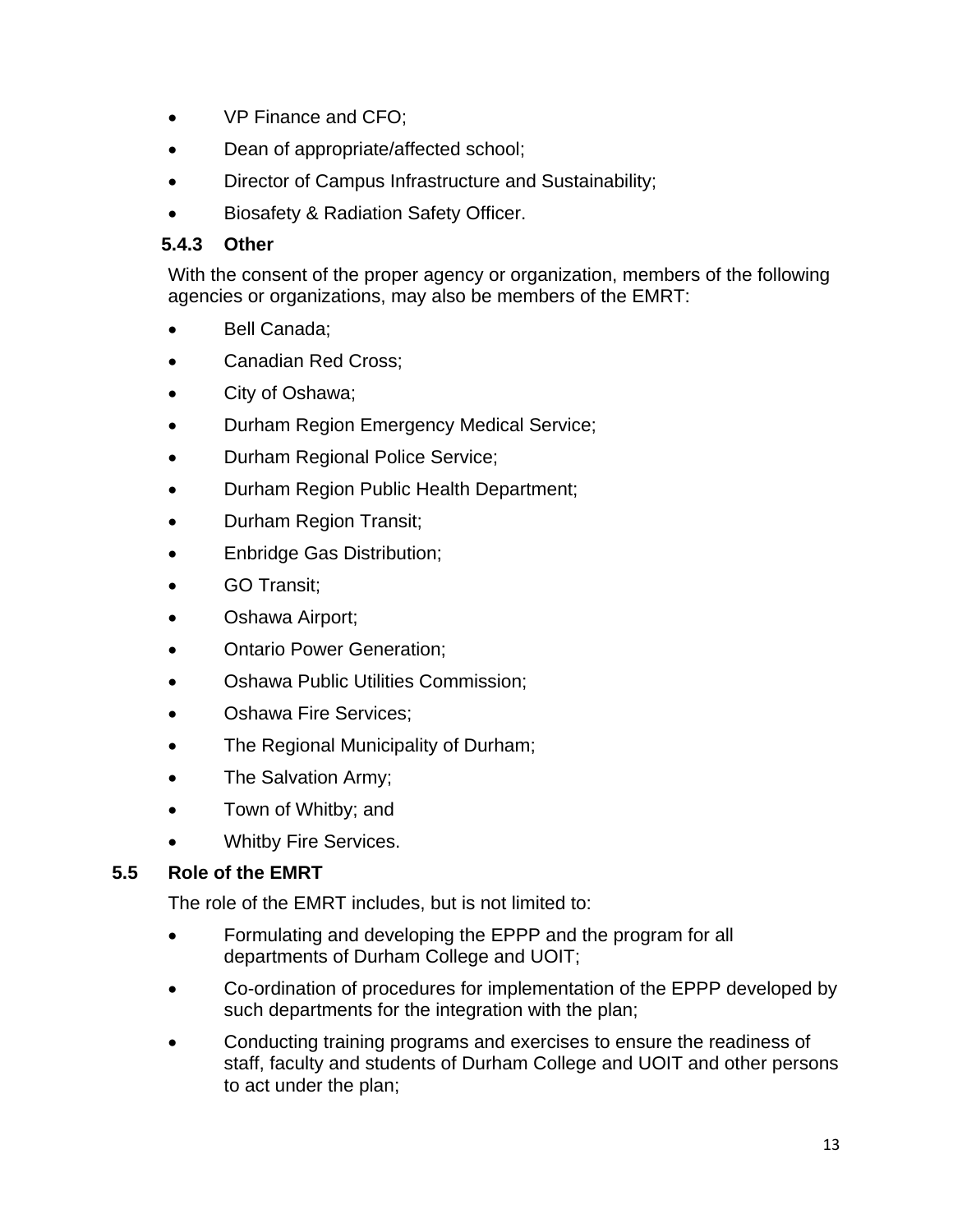- VP Finance and CFO;
- Dean of appropriate/affected school;
- Director of Campus Infrastructure and Sustainability;
- Biosafety & Radiation Safety Officer.

### 5.4.3 Other

With the consent of the proper agency or organization, members of the following agencies or organizations, may also be members of the EMRT:

- Bell Canada;
- Canadian Red Cross;
- City of Oshawa;
- Durham Region Emergency Medical Service;
- Durham Regional Police Service;
- Durham Region Public Health Department;
- Durham Region Transit;
- Enbridge Gas Distribution;
- GO Transit;
- Oshawa Airport;
- Ontario Power Generation;
- Oshawa Public Utilities Commission;
- Oshawa Fire Services;
- The Regional Municipality of Durham;
- The Salvation Army;
- Town of Whitby; and
- Whitby Fire Services.

## 5.5 Role of the EMRT

The role of the EMRT includes, but is not limited to:

- Formulating and developing the EPPP and the program for all departments of Durham College and UOIT;
- Co-ordination of procedures for implementation of the EPPP developed by such departments for the integration with the plan;
- Conducting training programs and exercises to ensure the readiness of staff, faculty and students of Durham College and UOIT and other persons to act under the plan;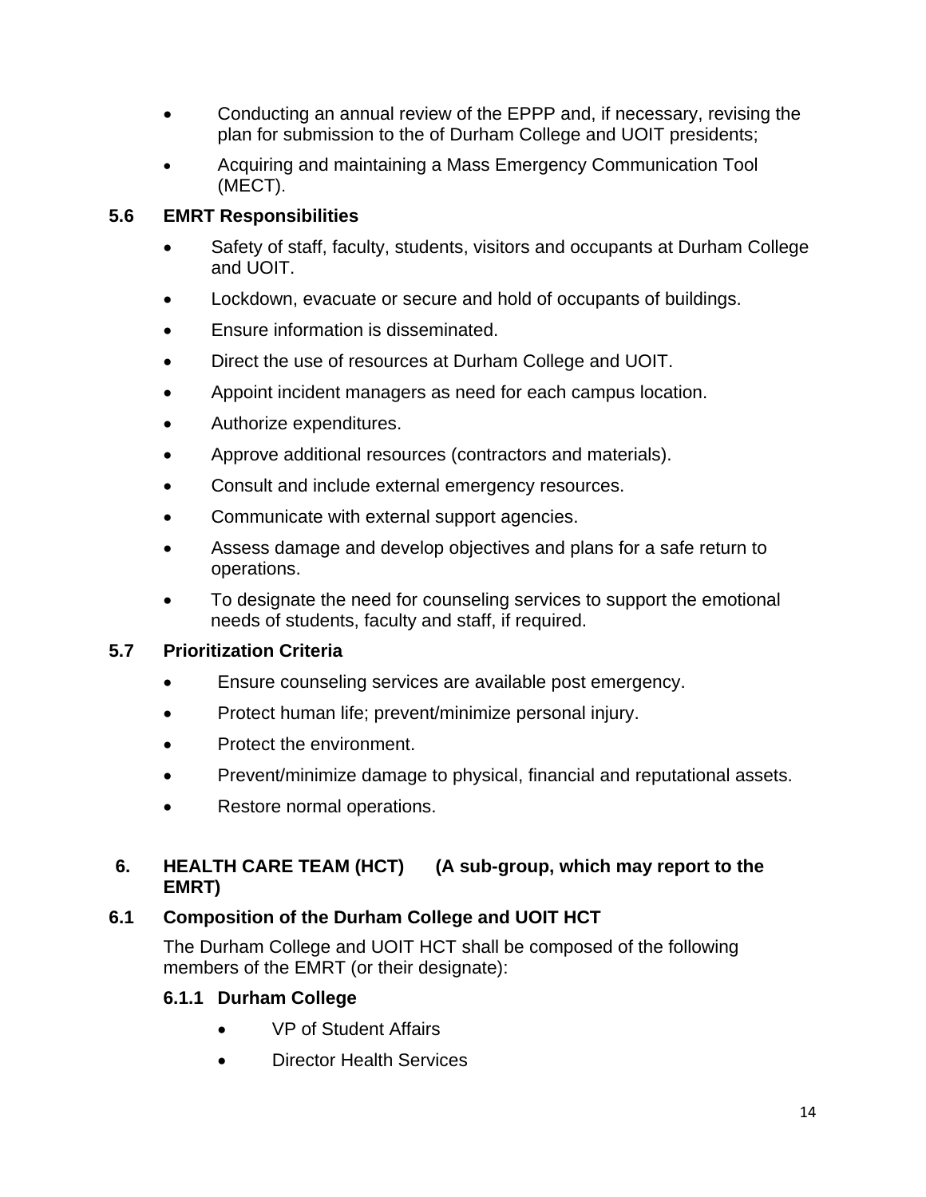- Conducting an annual review of the EPPP and, if necessary, revising the plan for submission to the of Durham College and UOIT presidents;
- Acquiring and maintaining a Mass Emergency Communication Tool (MECT).

### 5.6 EMRT Responsibilities

- Safety of staff, faculty, students, visitors and occupants at Durham College and UOIT.
- Lockdown, evacuate or secure and hold of occupants of buildings.
- Ensure information is disseminated.
- Direct the use of resources at Durham College and UOIT.
- Appoint incident managers as need for each campus location.
- Authorize expenditures.
- Approve additional resources (contractors and materials).
- Consult and include external emergency resources.
- Communicate with external support agencies.
- Assess damage and develop objectives and plans for a safe return to operations.
- To designate the need for counseling services to support the emotional needs of students, faculty and staff, if required.

### 5.7 Prioritization Criteria

- Ensure counseling services are available post emergency.
- Protect human life; prevent/minimize personal injury.
- Protect the environment.
- Prevent/minimize damage to physical, financial and reputational assets.
- Restore normal operations.

## 6. HEALTH CARE TEAM (HCT) (A sub-group, which may report to the EMRT)

### 6.1 Composition of the Durham College and UOIT HCT

The Durham College and UOIT HCT shall be composed of the following members of the EMRT (or their designate):

#### 6.1.1 Durham College

- VP of Student Affairs
- Director Health Services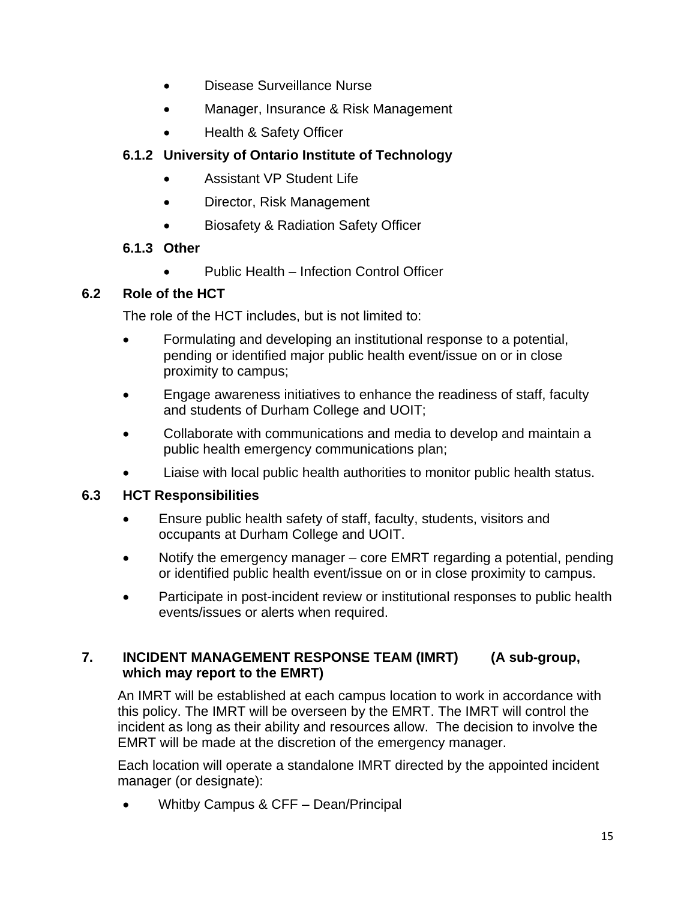- Disease Surveillance Nurse
- Manager, Insurance & Risk Management
- Health & Safety Officer

#### 6.1.2 University of Ontario Institute of Technology

- Assistant VP Student Life
- Director, Risk Management
- Biosafety & Radiation Safety Officer

#### 6.1.3 Other

- Public Health – Infection Control Officer

### 6.2 Role of the HCT

The role of the HCT includes, but is not limited to:

- Formulating and developing an institutional response to a potential, pending or identified major public health event/issue on or in close proximity to campus;
- Engage awareness initiatives to enhance the readiness of staff, faculty and students of Durham College and UOIT;
- Collaborate with communications and media to develop and maintain a public health emergency communications plan;
- Liaise with local public health authorities to monitor public health status.

### 6.3 HCT Responsibilities

- Ensure public health safety of staff, faculty, students, visitors and occupants at Durham College and UOIT.
- Notify the emergency manager – core EMRT regarding a potential, pending or identified public health event/issue on or in close proximity to campus.
- Participate in post-incident review or institutional responses to public health events/issues or alerts when required.

## 7. INCIDENT MANAGEMENT RESPONSE TEAM (IMRT) (A sub-group, which may report to the EMRT)

An IMRT will be established at each campus location to work in accordance with this policy. The IMRT will be overseen by the EMRT. The IMRT will control the incident as long as their ability and resources allow. The decision to involve the EMRT will be made at the discretion of the emergency manager.

Each location will operate a standalone IMRT directed by the appointed incident manager (or designate):

- Whitby Campus & CFF – Dean/Principal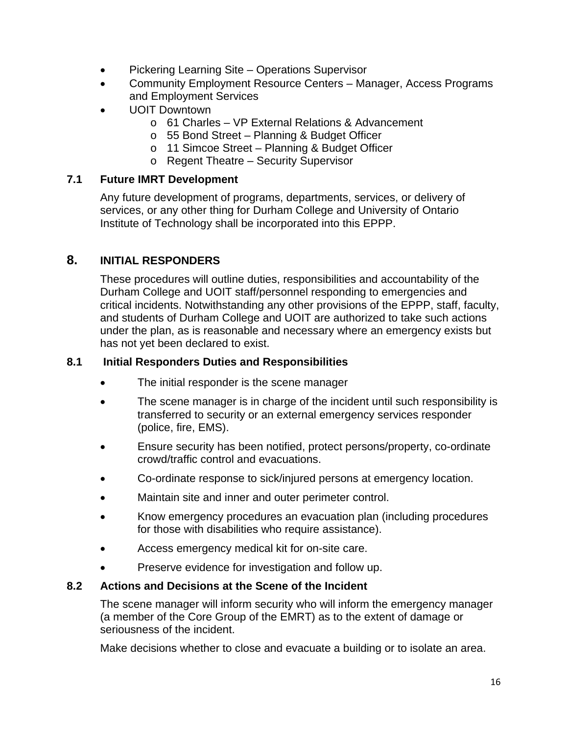- Pickering Learning Site – Operations Supervisor
- Community Employment Resource Centers – Manager, Access Programs and Employment Services
- UOIT Downtown
  - 61 Charles – VP External Relations & Advancement
  - 55 Bond Street – Planning & Budget Officer
  - 11 Simcoe Street – Planning & Budget Officer
  - Regent Theatre – Security Supervisor

### 7.1 Future IMRT Development

Any future development of programs, departments, services, or delivery of services, or any other thing for Durham College and University of Ontario Institute of Technology shall be incorporated into this EPPP.

## 8. INITIAL RESPONDERS

These procedures will outline duties, responsibilities and accountability of the Durham College and UOIT staff/personnel responding to emergencies and critical incidents. Notwithstanding any other provisions of the EPPP, staff, faculty, and students of Durham College and UOIT are authorized to take such actions under the plan, as is reasonable and necessary where an emergency exists but has not yet been declared to exist.

### 8.1 Initial Responders Duties and Responsibilities

- The initial responder is the scene manager
- The scene manager is in charge of the incident until such responsibility is transferred to security or an external emergency services responder (police, fire, EMS).
- Ensure security has been notified, protect persons/property, co-ordinate crowd/traffic control and evacuations.
- Co-ordinate response to sick/injured persons at emergency location.
- Maintain site and inner and outer perimeter control.
- Know emergency procedures an evacuation plan (including procedures for those with disabilities who require assistance).
- Access emergency medical kit for on-site care.
- Preserve evidence for investigation and follow up.

### 8.2 Actions and Decisions at the Scene of the Incident

The scene manager will inform security who will inform the emergency manager (a member of the Core Group of the EMRT) as to the extent of damage or seriousness of the incident.

Make decisions whether to close and evacuate a building or to isolate an area.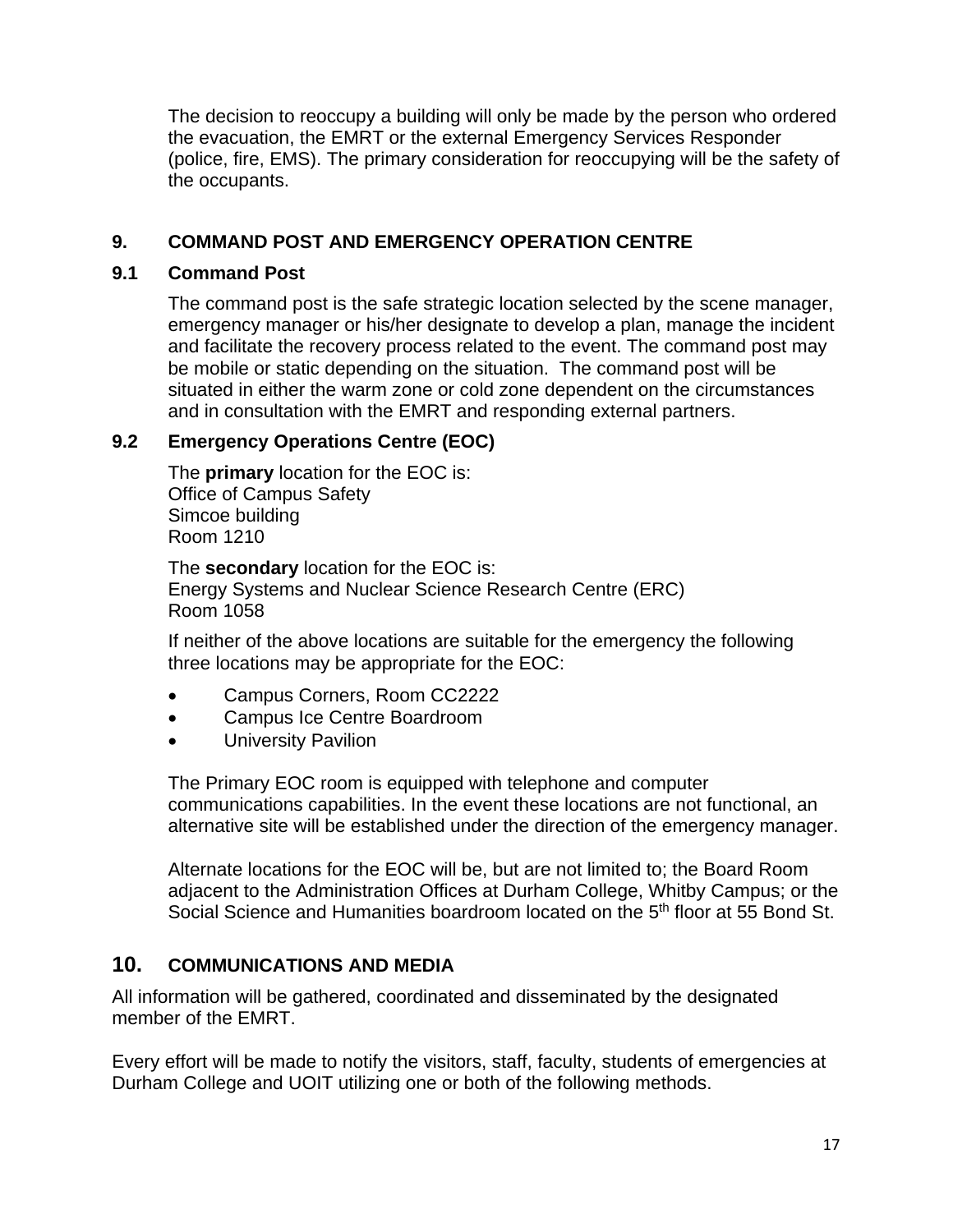The decision to reoccupy a building will only be made by the person who ordered the evacuation, the EMRT or the external Emergency Services Responder (police, fire, EMS). The primary consideration for reoccupying will be the safety of the occupants.

## 9. COMMAND POST AND EMERGENCY OPERATION CENTRE

### 9.1 Command Post

The command post is the safe strategic location selected by the scene manager, emergency manager or his/her designate to develop a plan, manage the incident and facilitate the recovery process related to the event. The command post may be mobile or static depending on the situation. The command post will be situated in either the warm zone or cold zone dependent on the circumstances and in consultation with the EMRT and responding external partners.

### 9.2 Emergency Operations Centre (EOC)

The **primary** location for the EOC is:
Office of Campus Safety
Simcoe building
Room 1210

The **secondary** location for the EOC is:
Energy Systems and Nuclear Science Research Centre (ERC)
Room 1058

If neither of the above locations are suitable for the emergency the following three locations may be appropriate for the EOC:

- Campus Corners, Room CC2222
- Campus Ice Centre Boardroom
- University Pavilion

The Primary EOC room is equipped with telephone and computer communications capabilities. In the event these locations are not functional, an alternative site will be established under the direction of the emergency manager.

Alternate locations for the EOC will be, but are not limited to; the Board Room adjacent to the Administration Offices at Durham College, Whitby Campus; or the Social Science and Humanities boardroom located on the 5th floor at 55 Bond St.

## 10. COMMUNICATIONS AND MEDIA

All information will be gathered, coordinated and disseminated by the designated member of the EMRT.

Every effort will be made to notify the visitors, staff, faculty, students of emergencies at Durham College and UOIT utilizing one or both of the following methods.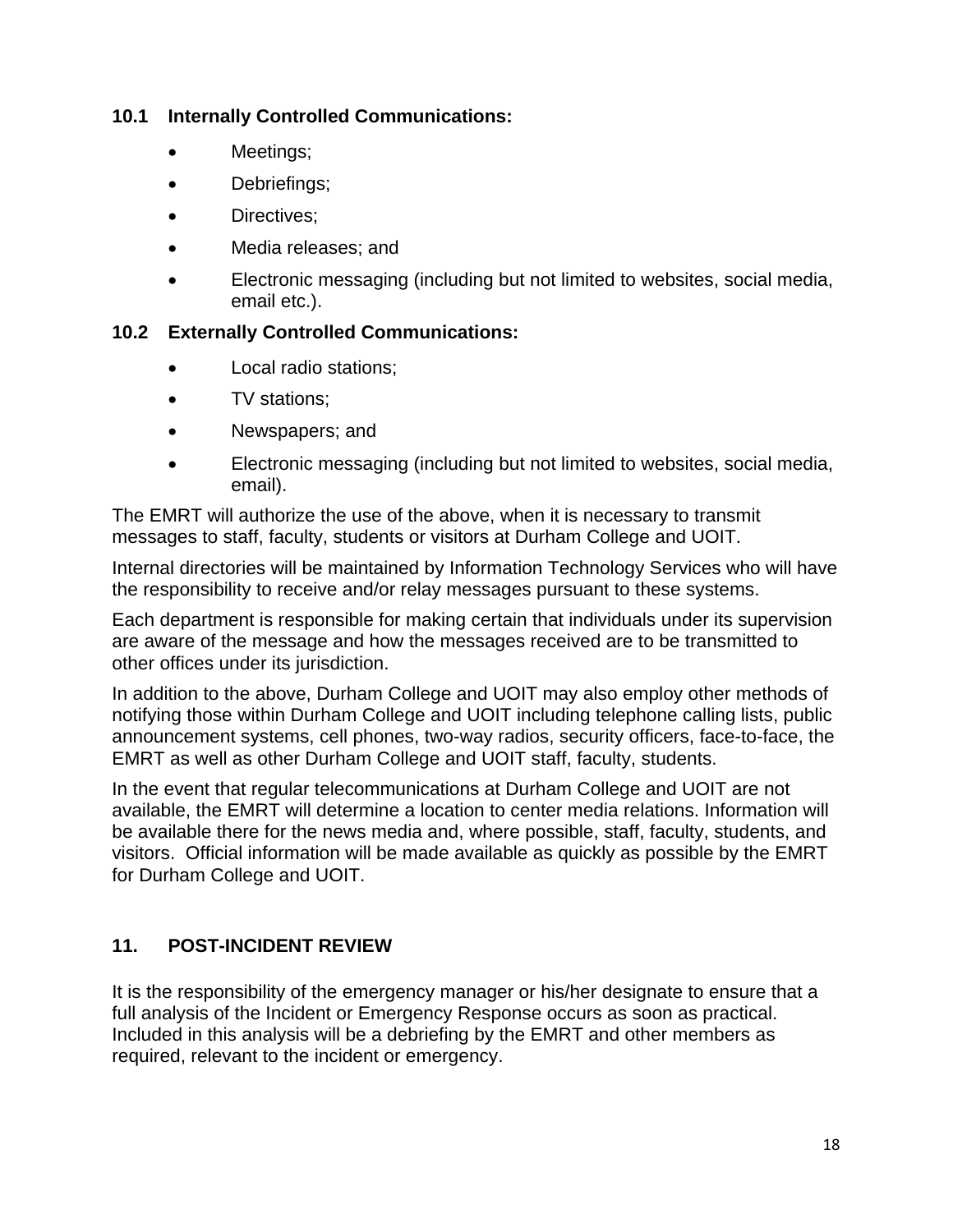### 10.1 Internally Controlled Communications:

- Meetings;
- Debriefings;
- Directives;
- Media releases; and
- Electronic messaging (including but not limited to websites, social media, email etc.).

### 10.2 Externally Controlled Communications:

- Local radio stations;
- TV stations;
- Newspapers; and
- Electronic messaging (including but not limited to websites, social media, email).

The EMRT will authorize the use of the above, when it is necessary to transmit messages to staff, faculty, students or visitors at Durham College and UOIT.

Internal directories will be maintained by Information Technology Services who will have the responsibility to receive and/or relay messages pursuant to these systems.

Each department is responsible for making certain that individuals under its supervision are aware of the message and how the messages received are to be transmitted to other offices under its jurisdiction.

In addition to the above, Durham College and UOIT may also employ other methods of notifying those within Durham College and UOIT including telephone calling lists, public announcement systems, cell phones, two-way radios, security officers, face-to-face, the EMRT as well as other Durham College and UOIT staff, faculty, students.

In the event that regular telecommunications at Durham College and UOIT are not available, the EMRT will determine a location to center media relations. Information will be available there for the news media and, where possible, staff, faculty, students, and visitors. Official information will be made available as quickly as possible by the EMRT for Durham College and UOIT.

## 11. POST-INCIDENT REVIEW

It is the responsibility of the emergency manager or his/her designate to ensure that a full analysis of the Incident or Emergency Response occurs as soon as practical. Included in this analysis will be a debriefing by the EMRT and other members as required, relevant to the incident or emergency.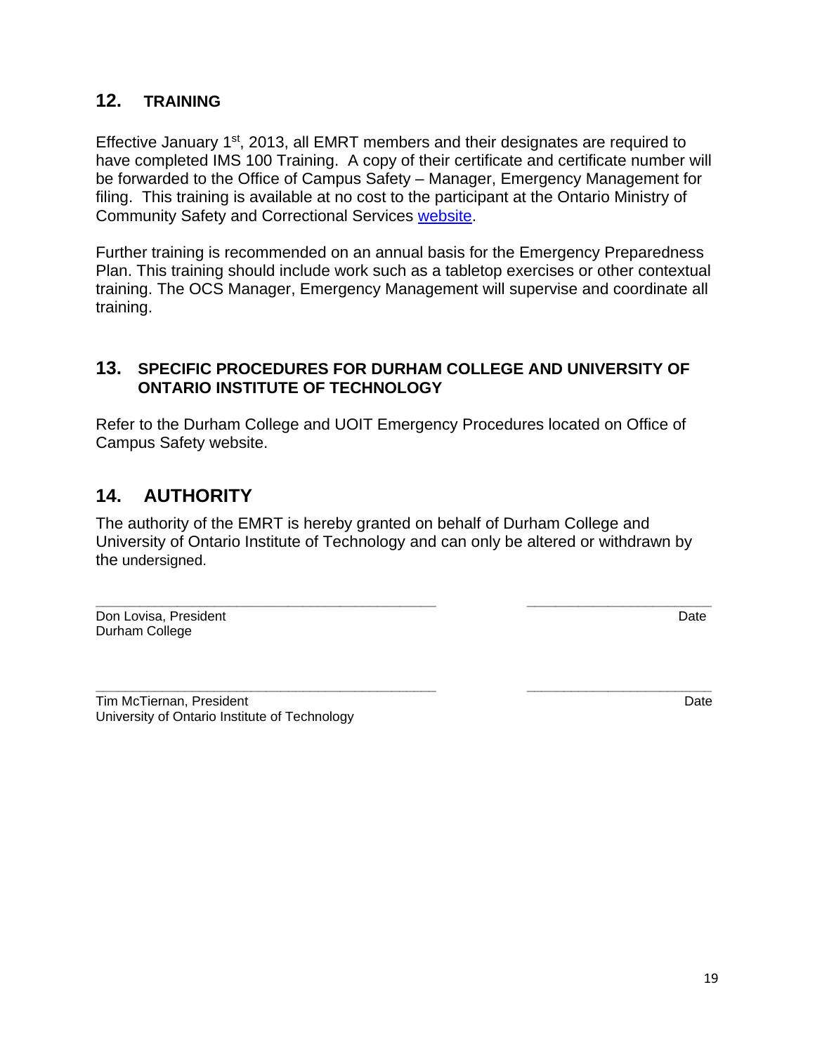## 12. TRAINING

Effective January 1st, 2013, all EMRT members and their designates are required to have completed IMS 100 Training. A copy of their certificate and certificate number will be forwarded to the Office of Campus Safety – Manager, Emergency Management for filing. This training is available at no cost to the participant at the Ontario Ministry of Community Safety and Correctional Services website.

Further training is recommended on an annual basis for the Emergency Preparedness Plan. This training should include work such as a tabletop exercises or other contextual training. The OCS Manager, Emergency Management will supervise and coordinate all training.

## 13. SPECIFIC PROCEDURES FOR DURHAM COLLEGE AND UNIVERSITY OF ONTARIO INSTITUTE OF TECHNOLOGY

Refer to the Durham College and UOIT Emergency Procedures located on Office of Campus Safety website.

## 14. AUTHORITY

The authority of the EMRT is hereby granted on behalf of Durham College and University of Ontario Institute of Technology and can only be altered or withdrawn by the undersigned.

_______________________________________ _____________________

Don Lovisa, President Date
Durham College

_______________________________________ _____________________

Tim McTiernan, President Date
University of Ontario Institute of Technology